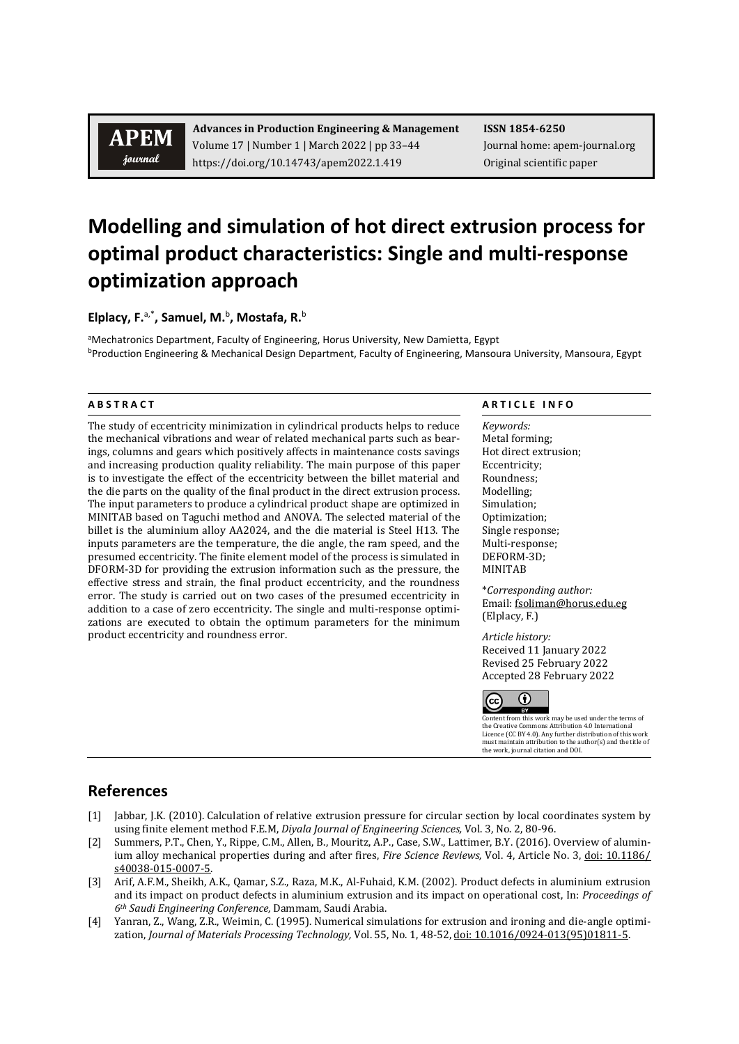**APEM journal**

**Advances in Production Engineering & Management**
Volume 17 | Number 1 | March 2022 | pp 33–44
https://doi.org/10.14743/apem2022.1.419

**ISSN 1854-6250**
Journal home: apem-journal.org
Original scientific paper

# Modelling and simulation of hot direct extrusion process for optimal product characteristics: Single and multi-response optimization approach

**Elplacy, F.**[a,*], **Samuel, M.**[b], **Mostafa, R.**[b]

[a]Mechatronics Department, Faculty of Engineering, Horus University, New Damietta, Egypt
[b]Production Engineering & Mechanical Design Department, Faculty of Engineering, Mansoura University, Mansoura, Egypt

**A B S T R A C T**

The study of eccentricity minimization in cylindrical products helps to reduce the mechanical vibrations and wear of related mechanical parts such as bearings, columns and gears which positively affects in maintenance costs savings and increasing production quality reliability. The main purpose of this paper is to investigate the effect of the eccentricity between the billet material and the die parts on the quality of the final product in the direct extrusion process. The input parameters to produce a cylindrical product shape are optimized in MINITAB based on Taguchi method and ANOVA. The selected material of the billet is the aluminium alloy AA2024, and the die material is Steel H13. The inputs parameters are the temperature, the die angle, the ram speed, and the presumed eccentricity. The finite element model of the process is simulated in DFORM-3D for providing the extrusion information such as the pressure, the effective stress and strain, the final product eccentricity, and the roundness error. The study is carried out on two cases of the presumed eccentricity in addition to a case of zero eccentricity. The single and multi-response optimizations are executed to obtain the optimum parameters for the minimum product eccentricity and roundness error.

**A R T I C L E   I N F O**

*Keywords:*
Metal forming;
Hot direct extrusion;
Eccentricity;
Roundness;
Modelling;
Simulation;
Optimization;
Single response;
Multi-response;
DEFORM-3D;
MINITAB

*\*Corresponding author:*
Email: fsoliman@horus.edu.eg
(Elplacy, F.)

*Article history:*
Received 11 January 2022
Revised 25 February 2022
Accepted 28 February 2022

Content from this work may be used under the terms of the Creative Commons Attribution 4.0 International Licence (CC BY 4.0). Any further distribution of this work must maintain attribution to the author(s) and the title of the work, journal citation and DOI.

## References

[1] Jabbar, J.K. (2010). Calculation of relative extrusion pressure for circular section by local coordinates system by using finite element method F.E.M, *Diyala Journal of Engineering Sciences,* Vol. 3, No. 2, 80-96.

[2] Summers, P.T., Chen, Y., Rippe, C.M., Allen, B., Mouritz, A.P., Case, S.W., Lattimer, B.Y. (2016). Overview of aluminium alloy mechanical properties during and after fires, *Fire Science Reviews,* Vol. 4, Article No. 3, doi: 10.1186/s40038-015-0007-5.

[3] Arif, A.F.M., Sheikh, A.K., Qamar, S.Z., Raza, M.K., Al-Fuhaid, K.M. (2002). Product defects in aluminium extrusion and its impact on product defects in aluminium extrusion and its impact on operational cost, In: *Proceedings of 6th Saudi Engineering Conference,* Dammam, Saudi Arabia.

[4] Yanran, Z., Wang, Z.R., Weimin, C. (1995). Numerical simulations for extrusion and ironing and die-angle optimization, *Journal of Materials Processing Technology,* Vol. 55, No. 1, 48-52, doi: 10.1016/0924-013(95)01811-5.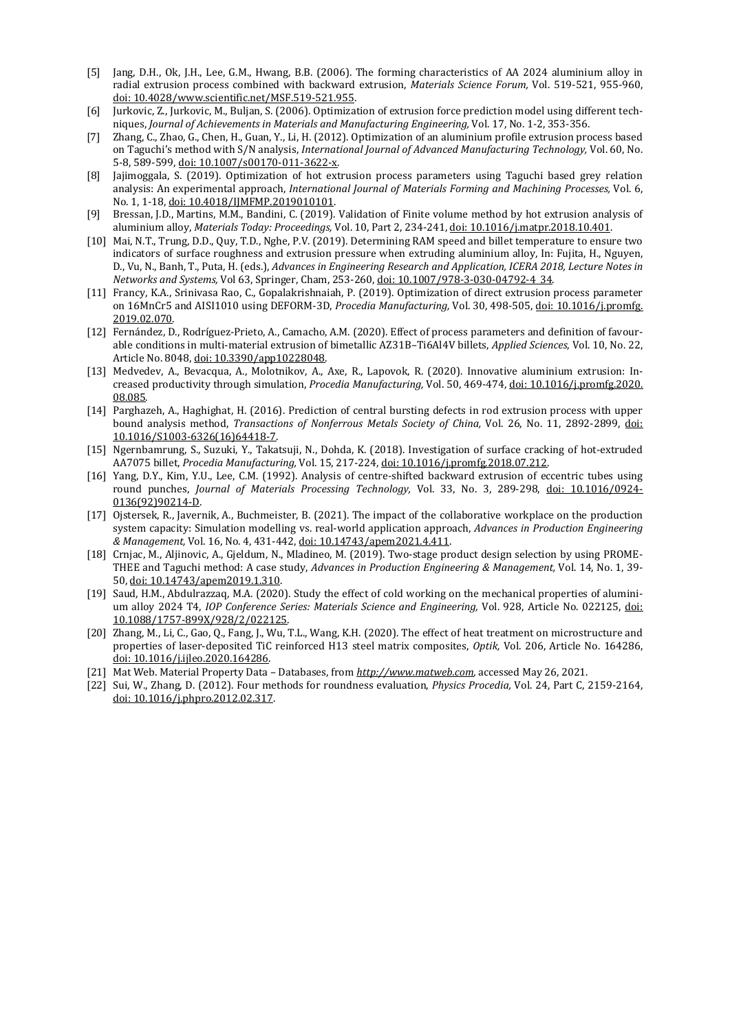[5] Jang, D.H., Ok, J.H., Lee, G.M., Hwang, B.B. (2006). The forming characteristics of AA 2024 aluminium alloy in radial extrusion process combined with backward extrusion, *Materials Science Forum,* Vol. 519-521, 955-960, doi: 10.4028/www.scientific.net/MSF.519-521.955.

[6] Jurkovic, Z., Jurkovic, M., Buljan, S. (2006). Optimization of extrusion force prediction model using different techniques, *Journal of Achievements in Materials and Manufacturing Engineering,* Vol. 17, No. 1-2, 353-356.

[7] Zhang, C., Zhao, G., Chen, H., Guan, Y., Li, H. (2012). Optimization of an aluminium profile extrusion process based on Taguchi's method with S/N analysis, *International Journal of Advanced Manufacturing Technology,* Vol. 60, No. 5-8, 589-599, doi: 10.1007/s00170-011-3622-x.

[8] Jajimoggala, S. (2019). Optimization of hot extrusion process parameters using Taguchi based grey relation analysis: An experimental approach, *International Journal of Materials Forming and Machining Processes,* Vol. 6, No. 1, 1-18, doi: 10.4018/IJMFMP.2019010101.

[9] Bressan, J.D., Martins, M.M., Bandini, C. (2019). Validation of Finite volume method by hot extrusion analysis of aluminium alloy, *Materials Today: Proceedings,* Vol. 10, Part 2, 234-241, doi: 10.1016/j.matpr.2018.10.401.

[10] Mai, N.T., Trung, D.D., Quy, T.D., Nghe, P.V. (2019). Determining RAM speed and billet temperature to ensure two indicators of surface roughness and extrusion pressure when extruding aluminium alloy, In: Fujita, H., Nguyen, D., Vu, N., Banh, T., Puta, H. (eds.), *Advances in Engineering Research and Application, ICERA 2018, Lecture Notes in Networks and Systems,* Vol 63, Springer, Cham, 253-260, doi: 10.1007/978-3-030-04792-4_34.

[11] Francy, K.A., Srinivasa Rao, C., Gopalakrishnaiah, P. (2019). Optimization of direct extrusion process parameter on 16MnCr5 and AISI1010 using DEFORM-3D, *Procedia Manufacturing,* Vol. 30, 498-505, doi: 10.1016/j.promfg.2019.02.070.

[12] Fernández, D., Rodríguez-Prieto, A., Camacho, A.M. (2020). Effect of process parameters and definition of favourable conditions in multi-material extrusion of bimetallic AZ31B–Ti6Al4V billets, *Applied Sciences*, Vol. 10, No. 22, Article No. 8048, doi: 10.3390/app10228048.

[13] Medvedev, A., Bevacqua, A., Molotnikov, A., Axe, R., Lapovok, R. (2020). Innovative aluminium extrusion: Increased productivity through simulation, *Procedia Manufacturing,* Vol. 50, 469-474, doi: 10.1016/j.promfg.2020.08.085.

[14] Parghazeh, A., Haghighat, H. (2016). Prediction of central bursting defects in rod extrusion process with upper bound analysis method, *Transactions of Nonferrous Metals Society of China,* Vol. 26, No. 11, 2892-2899, doi: 10.1016/S1003-6326(16)64418-7.

[15] Ngernbamrung, S., Suzuki, Y., Takatsuji, N., Dohda, K. (2018). Investigation of surface cracking of hot-extruded AA7075 billet, *Procedia Manufacturing,* Vol. 15, 217-224, doi: 10.1016/j.promfg.2018.07.212.

[16] Yang, D.Y., Kim, Y.U., Lee, C.M. (1992). Analysis of centre-shifted backward extrusion of eccentric tubes using round punches, *Journal of Materials Processing Technology,* Vol. 33, No. 3, 289-298, doi: 10.1016/0924-0136(92)90214-D.

[17] Ojstersek, R., Javernik, A., Buchmeister, B. (2021). The impact of the collaborative workplace on the production system capacity: Simulation modelling vs. real-world application approach, *Advances in Production Engineering & Management,* Vol. 16, No. 4, 431-442, doi: 10.14743/apem2021.4.411.

[18] Crnjac, M., Aljinovic, A., Gjeldum, N., Mladineo, M. (2019). Two-stage product design selection by using PROMETHEE and Taguchi method: A case study, *Advances in Production Engineering & Management,* Vol. 14, No. 1, 39-50, doi: 10.14743/apem2019.1.310.

[19] Saud, H.M., Abdulrazzaq, M.A. (2020). Study the effect of cold working on the mechanical properties of aluminium alloy 2024 T4, *IOP Conference Series: Materials Science and Engineering,* Vol. 928, Article No. 022125, doi: 10.1088/1757-899X/928/2/022125.

[20] Zhang, M., Li, C., Gao, Q., Fang, J., Wu, T.L., Wang, K.H. (2020). The effect of heat treatment on microstructure and properties of laser-deposited TiC reinforced H13 steel matrix composites, *Optik,* Vol. 206, Article No. 164286, doi: 10.1016/j.ijleo.2020.164286.

[21] Mat Web. Material Property Data – Databases, from *http://www.matweb.com,* accessed May 26, 2021.

[22] Sui, W., Zhang, D. (2012). Four methods for roundness evaluation, *Physics Procedia,* Vol. 24, Part C, 2159-2164, doi: 10.1016/j.phpro.2012.02.317.